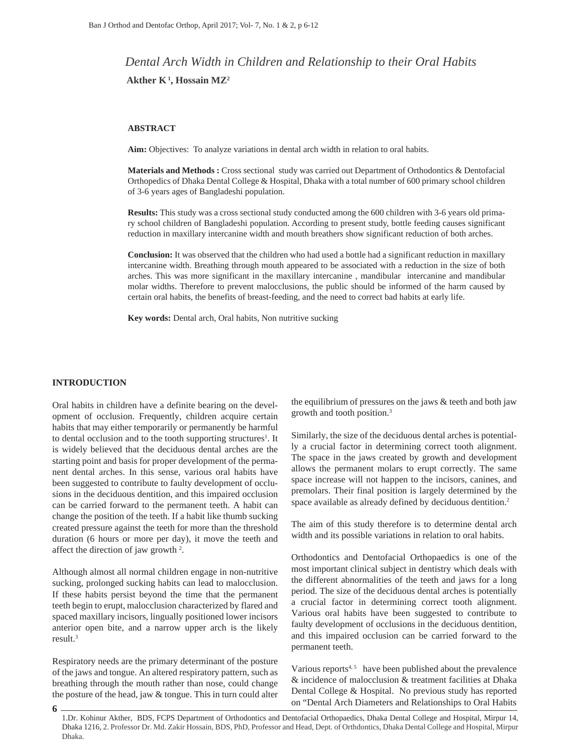# Dental Arch Width in Children and Relationship to their Oral Habits

**Akther K [1], Hossain MZ [2]**

### ABSTRACT

**Aim:** Objectives: To analyze variations in dental arch width in relation to oral habits.

**Materials and Methods :** Cross sectional study was carried out Department of Orthodontics & Dentofacial Orthopedics of Dhaka Dental College & Hospital, Dhaka with a total number of 600 primary school children of 3-6 years ages of Bangladeshi population.

**Results:** This study was a cross sectional study conducted among the 600 children with 3-6 years old primary school children of Bangladeshi population. According to present study, bottle feeding causes significant reduction in maxillary intercanine width and mouth breathers show significant reduction of both arches.

**Conclusion:** It was observed that the children who had used a bottle had a significant reduction in maxillary intercanine width. Breathing through mouth appeared to be associated with a reduction in the size of both arches. This was more significant in the maxillary intercanine , mandibular intercanine and mandibular molar widths. Therefore to prevent malocclusions, the public should be informed of the harm caused by certain oral habits, the benefits of breast-feeding, and the need to correct bad habits at early life.

**Key words:** Dental arch, Oral habits, Non nutritive sucking

## INTRODUCTION

Oral habits in children have a definite bearing on the development of occlusion. Frequently, children acquire certain habits that may either temporarily or permanently be harmful to dental occlusion and to the tooth supporting structures[1]. It is widely believed that the deciduous dental arches are the starting point and basis for proper development of the permanent dental arches. In this sense, various oral habits have been suggested to contribute to faulty development of occlusions in the deciduous dentition, and this impaired occlusion can be carried forward to the permanent teeth. A habit can change the position of the teeth. If a habit like thumb sucking created pressure against the teeth for more than the threshold duration (6 hours or more per day), it move the teeth and affect the direction of jaw growth [2].

Although almost all normal children engage in non-nutritive sucking, prolonged sucking habits can lead to malocclusion. If these habits persist beyond the time that the permanent teeth begin to erupt, malocclusion characterized by flared and spaced maxillary incisors, lingually positioned lower incisors anterior open bite, and a narrow upper arch is the likely result.[3]

Respiratory needs are the primary determinant of the posture of the jaws and tongue. An altered respiratory pattern, such as breathing through the mouth rather than nose, could change the posture of the head, jaw & tongue. This in turn could alter the equilibrium of pressures on the jaws & teeth and both jaw growth and tooth position.[3]

Similarly, the size of the deciduous dental arches is potentially a crucial factor in determining correct tooth alignment. The space in the jaws created by growth and development allows the permanent molars to erupt correctly. The same space increase will not happen to the incisors, canines, and premolars. Their final position is largely determined by the space available as already defined by deciduous dentition.[2]

The aim of this study therefore is to determine dental arch width and its possible variations in relation to oral habits.

Orthodontics and Dentofacial Orthopaedics is one of the most important clinical subject in dentistry which deals with the different abnormalities of the teeth and jaws for a long period. The size of the deciduous dental arches is potentially a crucial factor in determining correct tooth alignment. Various oral habits have been suggested to contribute to faulty development of occlusions in the deciduous dentition, and this impaired occlusion can be carried forward to the permanent teeth.

Various reports[4, 5] have been published about the prevalence & incidence of malocclusion & treatment facilities at Dhaka Dental College & Hospital. No previous study has reported on "Dental Arch Diameters and Relationships to Oral Habits

1.Dr. Kohinur Akther, BDS, FCPS Department of Orthodontics and Dentofacial Orthopaedics, Dhaka Dental College and Hospital, Mirpur 14, Dhaka 1216, 2. Professor Dr. Md. Zakir Hossain, BDS, PhD, Professor and Head, Dept. of Orthdontics, Dhaka Dental College and Hospital, Mirpur Dhaka.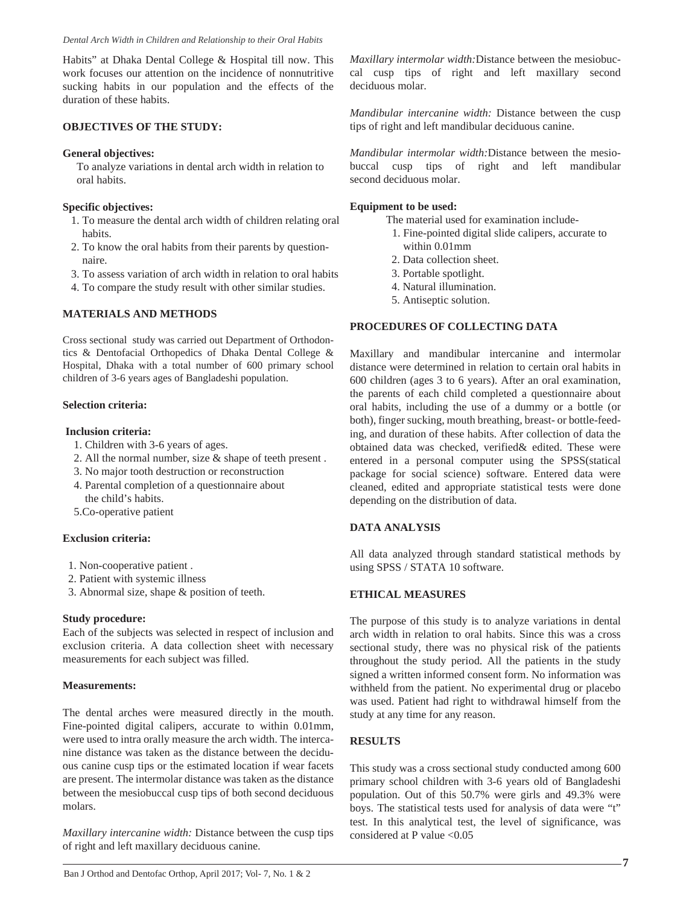Habits" at Dhaka Dental College & Hospital till now. This work focuses our attention on the incidence of nonnutritive sucking habits in our population and the effects of the duration of these habits.

## OBJECTIVES OF THE STUDY:

### General objectives:

To analyze variations in dental arch width in relation to oral habits.

### Specific objectives:

1. To measure the dental arch width of children relating oral habits.
2. To know the oral habits from their parents by questionnaire.
3. To assess variation of arch width in relation to oral habits
4. To compare the study result with other similar studies.

## MATERIALS AND METHODS

Cross sectional study was carried out Department of Orthodontics & Dentofacial Orthopedics of Dhaka Dental College & Hospital, Dhaka with a total number of 600 primary school children of 3-6 years ages of Bangladeshi population.

### Selection criteria:

**Inclusion criteria:**

1. Children with 3-6 years of ages.
2. All the normal number, size & shape of teeth present .
3. No major tooth destruction or reconstruction
4. Parental completion of a questionnaire about the child's habits.
5. Co-operative patient

### Exclusion criteria:

1. Non-cooperative patient .
2. Patient with systemic illness
3. Abnormal size, shape & position of teeth.

### Study procedure:

Each of the subjects was selected in respect of inclusion and exclusion criteria. A data collection sheet with necessary measurements for each subject was filled.

### Measurements:

The dental arches were measured directly in the mouth. Fine-pointed digital calipers, accurate to within 0.01mm, were used to intra orally measure the arch width. The intercanine distance was taken as the distance between the deciduous canine cusp tips or the estimated location if wear facets are present. The intermolar distance was taken as the distance between the mesiobuccal cusp tips of both second deciduous molars.

*Maxillary intercanine width:* Distance between the cusp tips of right and left maxillary deciduous canine.

*Maxillary intermolar width:* Distance between the mesiobuccal cusp tips of right and left maxillary second deciduous molar.

*Mandibular intercanine width:* Distance between the cusp tips of right and left mandibular deciduous canine.

*Mandibular intermolar width:* Distance between the mesiobuccal cusp tips of right and left mandibular second deciduous molar.

### Equipment to be used:

The material used for examination include-

1. Fine-pointed digital slide calipers, accurate to within 0.01mm
2. Data collection sheet.
3. Portable spotlight.
4. Natural illumination.
5. Antiseptic solution.

## PROCEDURES OF COLLECTING DATA

Maxillary and mandibular intercanine and intermolar distance were determined in relation to certain oral habits in 600 children (ages 3 to 6 years). After an oral examination, the parents of each child completed a questionnaire about oral habits, including the use of a dummy or a bottle (or both), finger sucking, mouth breathing, breast- or bottle-feeding, and duration of these habits. After collection of data the obtained data was checked, verified& edited. These were entered in a personal computer using the SPSS(statical package for social science) software. Entered data were cleaned, edited and appropriate statistical tests were done depending on the distribution of data.

## DATA ANALYSIS

All data analyzed through standard statistical methods by using SPSS / STATA 10 software.

## ETHICAL MEASURES

The purpose of this study is to analyze variations in dental arch width in relation to oral habits. Since this was a cross sectional study, there was no physical risk of the patients throughout the study period. All the patients in the study signed a written informed consent form. No information was withheld from the patient. No experimental drug or placebo was used. Patient had right to withdrawal himself from the study at any time for any reason.

## RESULTS

This study was a cross sectional study conducted among 600 primary school children with 3-6 years old of Bangladeshi population. Out of this 50.7% were girls and 49.3% were boys. The statistical tests used for analysis of data were "t" test. In this analytical test, the level of significance, was considered at P value <0.05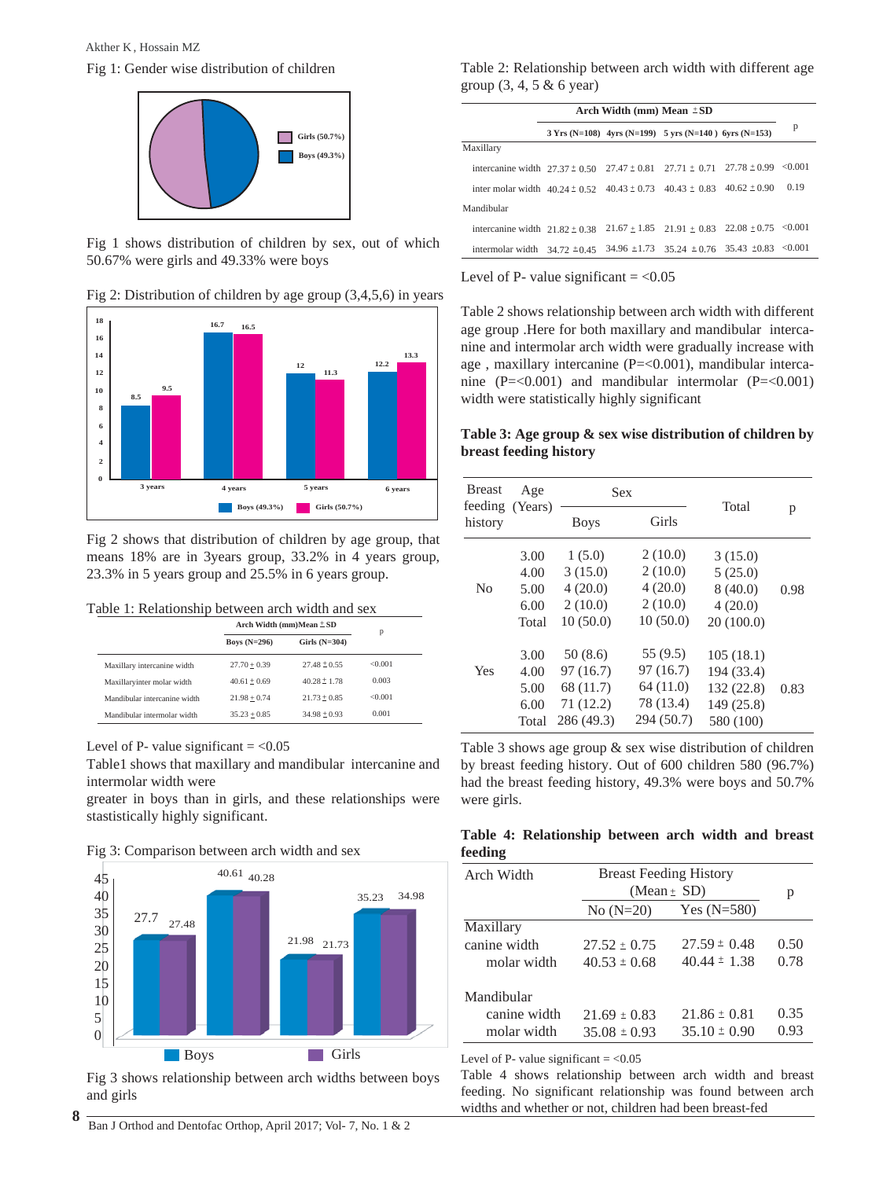Fig 1: Gender wise distribution of children

Fig 1 shows distribution of children by sex, out of which 50.67% were girls and 49.33% were boys

Fig 2: Distribution of children by age group (3,4,5,6) in years

Fig 2 shows that distribution of children by age group, that means 18% are in 3years group, 33.2% in 4 years group, 23.3% in 5 years group and 25.5% in 6 years group.

Table 1: Relationship between arch width and sex

| | Arch Width (mm)Mean ± SD | | p |
|---|---|---|---|
| | Boys (N=296) | Girls (N=304) | |
| Maxillary intercanine width | 27.70 ± 0.39 | 27.48 ± 0.55 | <0.001 |
| Maxillaryinter molar width | 40.61 ± 0.69 | 40.28 ± 1.78 | 0.003 |
| Mandibular intercanine width | 21.98 ± 0.74 | 21.73 ± 0.85 | <0.001 |
| Mandibular intermolar width | 35.23 ± 0.85 | 34.98 ± 0.93 | 0.001 |

Level of P- value significant = <0.05

Table1 shows that maxillary and mandibular intercanine and intermolar width were greater in boys than in girls, and these relationships were stastistically highly significant.

Fig 3: Comparison between arch width and sex

Fig 3 shows relationship between arch widths between boys and girls

Table 2: Relationship between arch width with different age group (3, 4, 5 & 6 year)

| | Arch Width (mm) Mean ± SD | | | | p |
|---|---|---|---|---|---|
| | 3 Yrs (N=108) | 4yrs (N=199) | 5 yrs (N=140) | 6yrs (N=153) | |
| Maxillary | | | | | |
| intercanine width | 27.37 ± 0.50 | 27.47 ± 0.81 | 27.71 ± 0.71 | 27.78 ± 0.99 | <0.001 |
| inter molar width | 40.24 ± 0.52 | 40.43 ± 0.73 | 40.43 ± 0.83 | 40.62 ± 0.90 | 0.19 |
| Mandibular | | | | | |
| intercanine width | 21.82 ± 0.38 | 21.67 ± 1.85 | 21.91 ± 0.83 | 22.08 ± 0.75 | <0.001 |
| intermolar width | 34.72 ±0.45 | 34.96 ±1.73 | 35.24 ± 0.76 | 35.43 ±0.83 | <0.001 |

Level of P- value significant = <0.05

Table 2 shows relationship between arch width with different age group .Here for both maxillary and mandibular intercanine and intermolar arch width were gradually increase with age , maxillary intercanine (P=<0.001), mandibular intercanine (P=<0.001) and mandibular intermolar (P=<0.001) width were statistically highly significant

**Table 3: Age group & sex wise distribution of children by breast feeding history**

| Breast feeding history | Age (Years) | Sex | | Total | p |
|---|---|---|---|---|---|
| | | Boys | Girls | | |
| No | 3.00 | 1 (5.0) | 2 (10.0) | 3 (15.0) | 0.98 |
| | 4.00 | 3 (15.0) | 2 (10.0) | 5 (25.0) | |
| | 5.00 | 4 (20.0) | 4 (20.0) | 8 (40.0) | |
| | 6.00 | 2 (10.0) | 2 (10.0) | 4 (20.0) | |
| | Total | 10 (50.0) | 10 (50.0) | 20 (100.0) | |
| Yes | 3.00 | 50 (8.6) | 55 (9.5) | 105 (18.1) | 0.83 |
| | 4.00 | 97 (16.7) | 97 (16.7) | 194 (33.4) | |
| | 5.00 | 68 (11.7) | 64 (11.0) | 132 (22.8) | |
| | 6.00 | 71 (12.2) | 78 (13.4) | 149 (25.8) | |
| | Total | 286 (49.3) | 294 (50.7) | 580 (100) | |

Table 3 shows age group & sex wise distribution of children by breast feeding history. Out of 600 children 580 (96.7%) had the breast feeding history, 49.3% were boys and 50.7% were girls.

**Table 4: Relationship between arch width and breast feeding**

| Arch Width | Breast Feeding History (Mean ± SD) | | p |
|---|---|---|---|
| | No (N=20) | Yes (N=580) | |
| Maxillary | | | |
| canine width | 27.52 ± 0.75 | 27.59 ± 0.48 | 0.50 |
| molar width | 40.53 ± 0.68 | 40.44 ± 1.38 | 0.78 |
| Mandibular | | | |
| canine width | 21.69 ± 0.83 | 21.86 ± 0.81 | 0.35 |
| molar width | 35.08 ± 0.93 | 35.10 ± 0.90 | 0.93 |

Level of P- value significant = <0.05

Table 4 shows relationship between arch width and breast feeding. No significant relationship was found between arch widths and whether or not, children had been breast-fed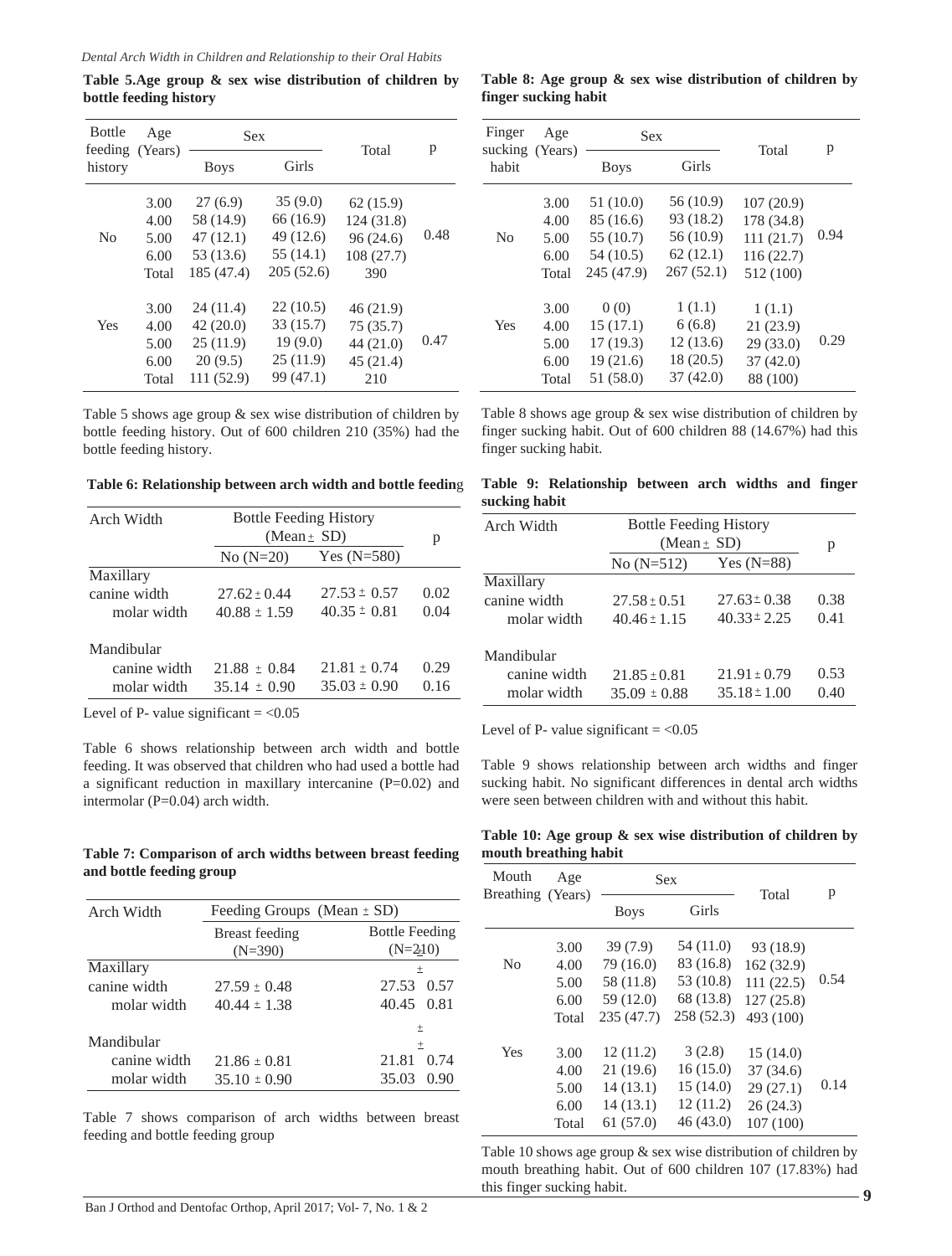**Table 5.Age group & sex wise distribution of children by bottle feeding history**

| Bottle feeding history | Age (Years) | Sex | | Total | p |
|---|---|---|---|---|---|
| | | Boys | Girls | | |
| No | 3.00 | 27 (6.9) | 35 (9.0) | 62 (15.9) | 0.48 |
| | 4.00 | 58 (14.9) | 66 (16.9) | 124 (31.8) | |
| | 5.00 | 47 (12.1) | 49 (12.6) | 96 (24.6) | |
| | 6.00 | 53 (13.6) | 55 (14.1) | 108 (27.7) | |
| | Total | 185 (47.4) | 205 (52.6) | 390 | |
| Yes | 3.00 | 24 (11.4) | 22 (10.5) | 46 (21.9) | 0.47 |
| | 4.00 | 42 (20.0) | 33 (15.7) | 75 (35.7) | |
| | 5.00 | 25 (11.9) | 19 (9.0) | 44 (21.0) | |
| | 6.00 | 20 (9.5) | 25 (11.9) | 45 (21.4) | |
| | Total | 111 (52.9) | 99 (47.1) | 210 | |

Table 5 shows age group & sex wise distribution of children by bottle feeding history. Out of 600 children 210 (35%) had the bottle feeding history.

**Table 6: Relationship between arch width and bottle feeding**

| Arch Width | Bottle Feeding History (Mean ± SD) | | p |
|---|---|---|---|
| | No (N=20) | Yes (N=580) | |
| Maxillary | | | |
| canine width | 27.62 ± 0.44 | 27.53 ± 0.57 | 0.02 |
| molar width | 40.88 ± 1.59 | 40.35 ± 0.81 | 0.04 |
| Mandibular | | | |
| canine width | 21.88 ± 0.84 | 21.81 ± 0.74 | 0.29 |
| molar width | 35.14 ± 0.90 | 35.03 ± 0.90 | 0.16 |

Level of P- value significant = <0.05

Table 6 shows relationship between arch width and bottle feeding. It was observed that children who had used a bottle had a significant reduction in maxillary intercanine (P=0.02) and intermolar (P=0.04) arch width.

**Table 7: Comparison of arch widths between breast feeding and bottle feeding group**

| Arch Width | Feeding Groups (Mean ± SD) | |
|---|---|---|
| | Breast feeding (N=390) | Bottle Feeding (N=210) |
| Maxillary | | |
| canine width | 27.59 ± 0.48 | 27.53 ± 0.57 |
| molar width | 40.44 ± 1.38 | 40.45 ± 0.81 |
| Mandibular | | |
| canine width | 21.86 ± 0.81 | 21.81 ± 0.74 |
| molar width | 35.10 ± 0.90 | 35.03 ± 0.90 |

Table 7 shows comparison of arch widths between breast feeding and bottle feeding group

**Table 8: Age group & sex wise distribution of children by finger sucking habit**

| Finger sucking habit | Age (Years) | Sex | | Total | p |
|---|---|---|---|---|---|
| | | Boys | Girls | | |
| No | 3.00 | 51 (10.0) | 56 (10.9) | 107 (20.9) | 0.94 |
| | 4.00 | 85 (16.6) | 93 (18.2) | 178 (34.8) | |
| | 5.00 | 55 (10.7) | 56 (10.9) | 111 (21.7) | |
| | 6.00 | 54 (10.5) | 62 (12.1) | 116 (22.7) | |
| | Total | 245 (47.9) | 267 (52.1) | 512 (100) | |
| Yes | 3.00 | 0 (0) | 1 (1.1) | 1 (1.1) | 0.29 |
| | 4.00 | 15 (17.1) | 6 (6.8) | 21 (23.9) | |
| | 5.00 | 17 (19.3) | 12 (13.6) | 29 (33.0) | |
| | 6.00 | 19 (21.6) | 18 (20.5) | 37 (42.0) | |
| | Total | 51 (58.0) | 37 (42.0) | 88 (100) | |

Table 8 shows age group & sex wise distribution of children by finger sucking habit. Out of 600 children 88 (14.67%) had this finger sucking habit.

**Table 9: Relationship between arch widths and finger sucking habit**

| Arch Width | Bottle Feeding History (Mean ± SD) | | p |
|---|---|---|---|
| | No (N=512) | Yes (N=88) | |
| Maxillary | | | |
| canine width | 27.58 ± 0.51 | 27.63 ± 0.38 | 0.38 |
| molar width | 40.46 ± 1.15 | 40.33 ± 2.25 | 0.41 |
| Mandibular | | | |
| canine width | 21.85 ± 0.81 | 21.91 ± 0.79 | 0.53 |
| molar width | 35.09 ± 0.88 | 35.18 ± 1.00 | 0.40 |

Level of P- value significant = <0.05

Table 9 shows relationship between arch widths and finger sucking habit. No significant differences in dental arch widths were seen between children with and without this habit.

**Table 10: Age group & sex wise distribution of children by mouth breathing habit**

| Mouth Breathing | Age (Years) | Sex | | Total | p |
|---|---|---|---|---|---|
| | | Boys | Girls | | |
| No | 3.00 | 39 (7.9) | 54 (11.0) | 93 (18.9) | 0.54 |
| | 4.00 | 79 (16.0) | 83 (16.8) | 162 (32.9) | |
| | 5.00 | 58 (11.8) | 53 (10.8) | 111 (22.5) | |
| | 6.00 | 59 (12.0) | 68 (13.8) | 127 (25.8) | |
| | Total | 235 (47.7) | 258 (52.3) | 493 (100) | |
| Yes | 3.00 | 12 (11.2) | 3 (2.8) | 15 (14.0) | 0.14 |
| | 4.00 | 21 (19.6) | 16 (15.0) | 37 (34.6) | |
| | 5.00 | 14 (13.1) | 15 (14.0) | 29 (27.1) | |
| | 6.00 | 14 (13.1) | 12 (11.2) | 26 (24.3) | |
| | Total | 61 (57.0) | 46 (43.0) | 107 (100) | |

Table 10 shows age group & sex wise distribution of children by mouth breathing habit. Out of 600 children 107 (17.83%) had this finger sucking habit.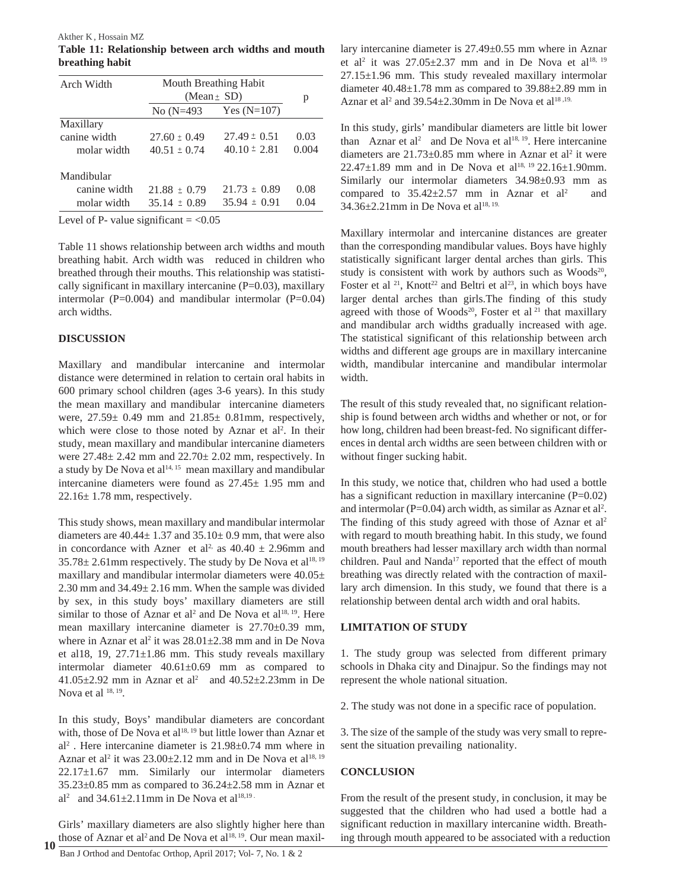**Table 11: Relationship between arch widths and mouth breathing habit**

| Arch Width | Mouth Breathing Habit (Mean ± SD) | | p |
|---|---|---|---|
| | No (N=493 | Yes (N=107) | |
| Maxillary | | | |
| canine width | 27.60 ± 0.49 | 27.49 ± 0.51 | 0.03 |
| molar width | 40.51 ± 0.74 | 40.10 ± 2.81 | 0.004 |
| Mandibular | | | |
| canine width | 21.88 ± 0.79 | 21.73 ± 0.89 | 0.08 |
| molar width | 35.14 ± 0.89 | 35.94 ± 0.91 | 0.04 |

Level of P- value significant = <0.05

Table 11 shows relationship between arch widths and mouth breathing habit. Arch width was reduced in children who breathed through their mouths. This relationship was statistically significant in maxillary intercanine (P=0.03), maxillary intermolar (P=0.004) and mandibular intermolar (P=0.04) arch widths.

## DISCUSSION

Maxillary and mandibular intercanine and intermolar distance were determined in relation to certain oral habits in 600 primary school children (ages 3-6 years). In this study the mean maxillary and mandibular intercanine diameters were, 27.59± 0.49 mm and 21.85± 0.81mm, respectively, which were close to those noted by Aznar et al[2]. In their study, mean maxillary and mandibular intercanine diameters were 27.48± 2.42 mm and 22.70± 2.02 mm, respectively. In a study by De Nova et al[14, 15] mean maxillary and mandibular intercanine diameters were found as 27.45± 1.95 mm and 22.16± 1.78 mm, respectively.

This study shows, mean maxillary and mandibular intermolar diameters are 40.44± 1.37 and 35.10± 0.9 mm, that were also in concordance with Azner et al[2,] as 40.40 ± 2.96mm and 35.78± 2.61mm respectively. The study by De Nova et al[18, 19] maxillary and mandibular intermolar diameters were 40.05± 2.30 mm and 34.49± 2.16 mm. When the sample was divided by sex, in this study boys' maxillary diameters are still similar to those of Aznar et al[2] and De Nova et al[18, 19]. Here mean maxillary intercanine diameter is 27.70±0.39 mm, where in Aznar et al[2] it was 28.01±2.38 mm and in De Nova et al18, 19, 27.71±1.86 mm. This study reveals maxillary intermolar diameter 40.61±0.69 mm as compared to 41.05±2.92 mm in Aznar et al[2] and 40.52±2.23mm in De Nova et al [18, 19].

In this study, Boys' mandibular diameters are concordant with, those of De Nova et al[18, 19] but little lower than Aznar et al[2] . Here intercanine diameter is 21.98±0.74 mm where in Aznar et al[2] it was 23.00±2.12 mm and in De Nova et al[18, 19] 22.17±1.67 mm. Similarly our intermolar diameters 35.23±0.85 mm as compared to 36.24±2.58 mm in Aznar et al[2] and 34.61±2.11mm in De Nova et al[18,19].

Girls' maxillary diameters are also slightly higher here than those of Aznar et al[2] and De Nova et al[18, 19]. Our mean maxillary intercanine diameter is 27.49±0.55 mm where in Aznar et al[2] it was 27.05±2.37 mm and in De Nova et al[18, 19] 27.15±1.96 mm. This study revealed maxillary intermolar diameter 40.48±1.78 mm as compared to 39.88±2.89 mm in Aznar et al[2] and 39.54±2.30mm in De Nova et al[18 ,19.]

In this study, girls' mandibular diameters are little bit lower than Aznar et al[2] and De Nova et al[18, 19]. Here intercanine diameters are 21.73±0.85 mm where in Aznar et al[2] it were 22.47±1.89 mm and in De Nova et al[18, 19] 22.16±1.90mm. Similarly our intermolar diameters 34.98±0.93 mm as compared to 35.42±2.57 mm in Aznar et al[2] and 34.36±2.21mm in De Nova et al[18, 19.]

Maxillary intermolar and intercanine distances are greater than the corresponding mandibular values. Boys have highly statistically significant larger dental arches than girls. This study is consistent with work by authors such as Woods[20], Foster et al [21], Knott[22] and Beltri et al[23], in which boys have larger dental arches than girls.The finding of this study agreed with those of Woods[20], Foster et al [21] that maxillary and mandibular arch widths gradually increased with age. The statistical significant of this relationship between arch widths and different age groups are in maxillary intercanine width, mandibular intercanine and mandibular intermolar width.

The result of this study revealed that, no significant relationship is found between arch widths and whether or not, or for how long, children had been breast-fed. No significant differences in dental arch widths are seen between children with or without finger sucking habit.

In this study, we notice that, children who had used a bottle has a significant reduction in maxillary intercanine (P=0.02) and intermolar (P=0.04) arch width, as similar as Aznar et al[2]. The finding of this study agreed with those of Aznar et al[2] with regard to mouth breathing habit. In this study, we found mouth breathers had lesser maxillary arch width than normal children. Paul and Nanda[17] reported that the effect of mouth breathing was directly related with the contraction of maxillary arch dimension. In this study, we found that there is a relationship between dental arch width and oral habits.

## LIMITATION OF STUDY

1. The study group was selected from different primary schools in Dhaka city and Dinajpur. So the findings may not represent the whole national situation.

2. The study was not done in a specific race of population.

3. The size of the sample of the study was very small to represent the situation prevailing nationality.

## CONCLUSION

From the result of the present study, in conclusion, it may be suggested that the children who had used a bottle had a significant reduction in maxillary intercanine width. Breathing through mouth appeared to be associated with a reduction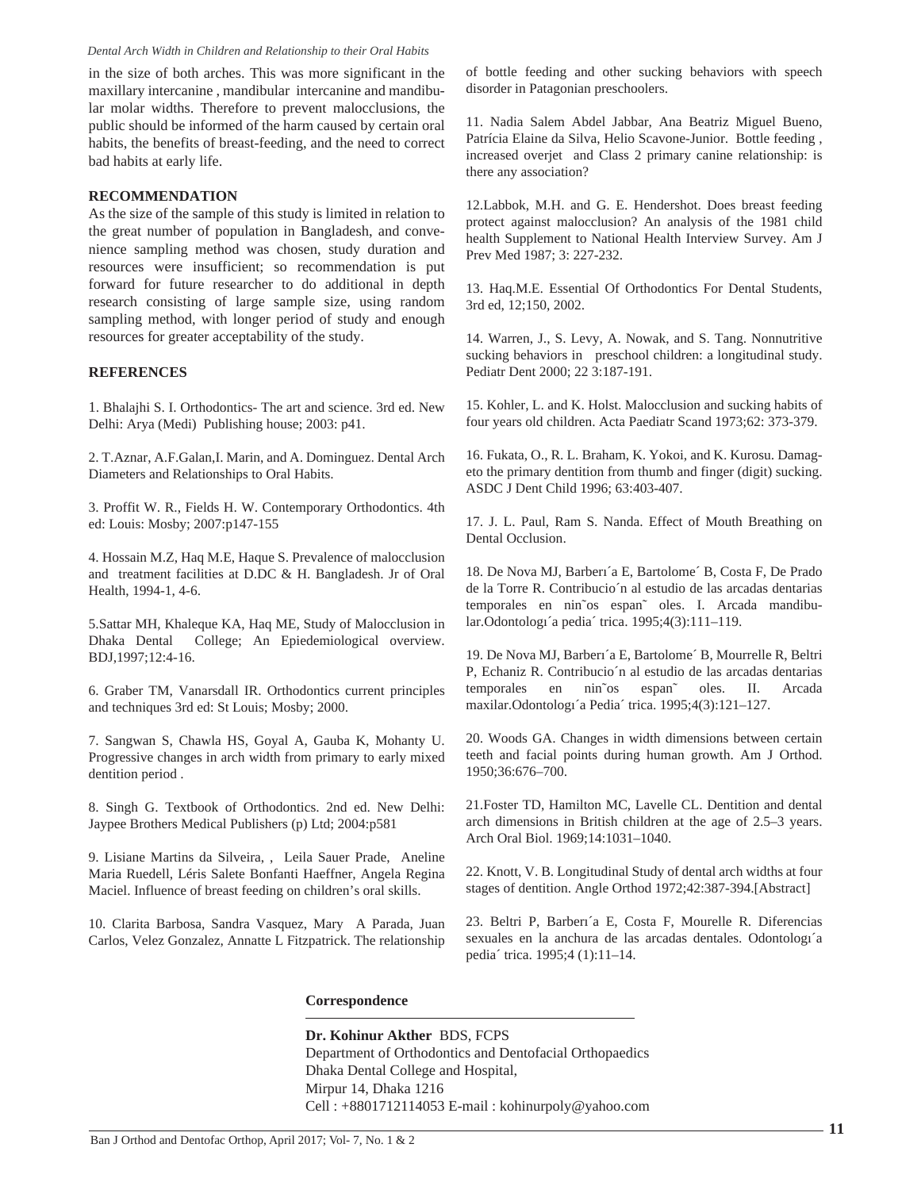in the size of both arches. This was more significant in the maxillary intercanine , mandibular intercanine and mandibular molar widths. Therefore to prevent malocclusions, the public should be informed of the harm caused by certain oral habits, the benefits of breast-feeding, and the need to correct bad habits at early life.

## RECOMMENDATION

As the size of the sample of this study is limited in relation to the great number of population in Bangladesh, and convenience sampling method was chosen, study duration and resources were insufficient; so recommendation is put forward for future researcher to do additional in depth research consisting of large sample size, using random sampling method, with longer period of study and enough resources for greater acceptability of the study.

## REFERENCES

1. Bhalajhi S. I. Orthodontics- The art and science. 3rd ed. New Delhi: Arya (Medi) Publishing house; 2003: p41.

2. T.Aznar, A.F.Galan,I. Marin, and A. Dominguez. Dental Arch Diameters and Relationships to Oral Habits.

3. Proffit W. R., Fields H. W. Contemporary Orthodontics. 4th ed: Louis: Mosby; 2007:p147-155

4. Hossain M.Z, Haq M.E, Haque S. Prevalence of malocclusion and treatment facilities at D.DC & H. Bangladesh. Jr of Oral Health, 1994-1, 4-6.

5.Sattar MH, Khaleque KA, Haq ME, Study of Malocclusion in Dhaka Dental College; An Epiedemiological overview. BDJ,1997;12:4-16.

6. Graber TM, Vanarsdall IR. Orthodontics current principles and techniques 3rd ed: St Louis; Mosby; 2000.

7. Sangwan S, Chawla HS, Goyal A, Gauba K, Mohanty U. Progressive changes in arch width from primary to early mixed dentition period .

8. Singh G. Textbook of Orthodontics. 2nd ed. New Delhi: Jaypee Brothers Medical Publishers (p) Ltd; 2004:p581

9. Lisiane Martins da Silveira, , Leila Sauer Prade, Aneline Maria Ruedell, Léris Salete Bonfanti Haeffner, Angela Regina Maciel. Influence of breast feeding on children's oral skills.

10. Clarita Barbosa, Sandra Vasquez, Mary A Parada, Juan Carlos, Velez Gonzalez, Annatte L Fitzpatrick. The relationship of bottle feeding and other sucking behaviors with speech disorder in Patagonian preschoolers.

11. Nadia Salem Abdel Jabbar, Ana Beatriz Miguel Bueno, Patrícia Elaine da Silva, Helio Scavone-Junior. Bottle feeding , increased overjet and Class 2 primary canine relationship: is there any association?

12.Labbok, M.H. and G. E. Hendershot. Does breast feeding protect against malocclusion? An analysis of the 1981 child health Supplement to National Health Interview Survey. Am J Prev Med 1987; 3: 227-232.

13. Haq.M.E. Essential Of Orthodontics For Dental Students, 3rd ed, 12;150, 2002.

14. Warren, J., S. Levy, A. Nowak, and S. Tang. Nonnutritive sucking behaviors in preschool children: a longitudinal study. Pediatr Dent 2000; 22 3:187-191.

15. Kohler, L. and K. Holst. Malocclusion and sucking habits of four years old children. Acta Paediatr Scand 1973;62: 373-379.

16. Fukata, O., R. L. Braham, K. Yokoi, and K. Kurosu. Damageto the primary dentition from thumb and finger (digit) sucking. ASDC J Dent Child 1996; 63:403-407.

17. J. L. Paul, Ram S. Nanda. Effect of Mouth Breathing on Dental Occlusion.

18. De Nova MJ, Barberı´a E, Bartolome´ B, Costa F, De Prado de la Torre R. Contribucio´n al estudio de las arcadas dentarias temporales en nin˜os espan˜ oles. I. Arcada mandibular.Odontologı´a pedia´ trica. 1995;4(3):111–119.

19. De Nova MJ, Barberı´a E, Bartolome´ B, Mourrelle R, Beltri P, Echaniz R. Contribucio´n al estudio de las arcadas dentarias temporales en nin˜os espan˜ oles. II. Arcada maxilar.Odontologı´a Pedia´ trica. 1995;4(3):121–127.

20. Woods GA. Changes in width dimensions between certain teeth and facial points during human growth. Am J Orthod. 1950;36:676–700.

21.Foster TD, Hamilton MC, Lavelle CL. Dentition and dental arch dimensions in British children at the age of 2.5–3 years. Arch Oral Biol. 1969;14:1031–1040.

22. Knott, V. B. Longitudinal Study of dental arch widths at four stages of dentition. Angle Orthod 1972;42:387-394.[Abstract]

23. Beltri P, Barberı´a E, Costa F, Mourelle R. Diferencias sexuales en la anchura de las arcadas dentales. Odontologı´a pedia´ trica. 1995;4 (1):11–14.

**Correspondence**

**Dr. Kohinur Akther** BDS, FCPS
Department of Orthodontics and Dentofacial Orthopaedics
Dhaka Dental College and Hospital,
Mirpur 14, Dhaka 1216
Cell : +8801712114053 E-mail : kohinurpoly@yahoo.com